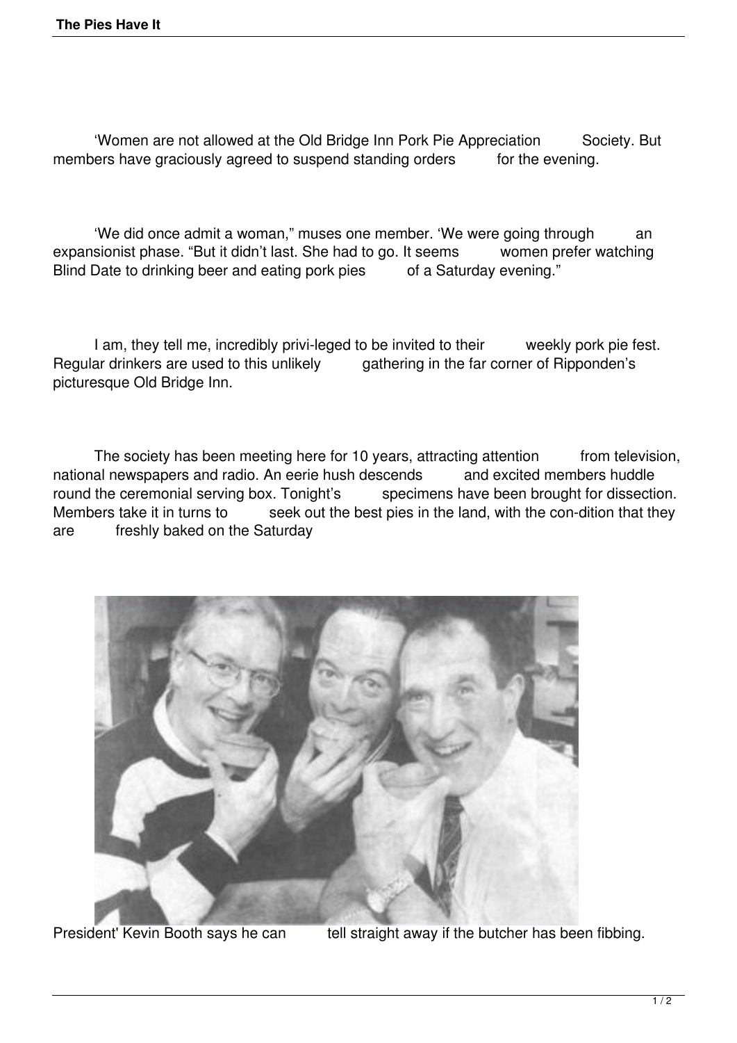'Women are not allowed at the Old Bridge Inn Pork Pie Appreciation Society. But members have graciously agreed to suspend standing orders for the evening.

'We did once admit a woman," muses one member. 'We were going through an expansionist phase. "But it didn't last. She had to go. It seems women prefer watching Blind Date to drinking beer and eating pork pies of a Saturday evening."

I am, they tell me, incredibly privi-leged to be invited to their weekly pork pie fest. Regular drinkers are used to this unlikely gathering in the far corner of Ripponden's picturesque Old Bridge Inn.

The society has been meeting here for 10 years, attracting attention from television, national newspapers and radio. An eerie hush descends and excited members huddle round the ceremonial serving box. Tonight's specimens have been brought for dissection. Members take it in turns to seek out the best pies in the land, with the con-dition that they are freshly baked on the Saturday

President' Kevin Booth says he can tell straight away if the butcher has been fibbing.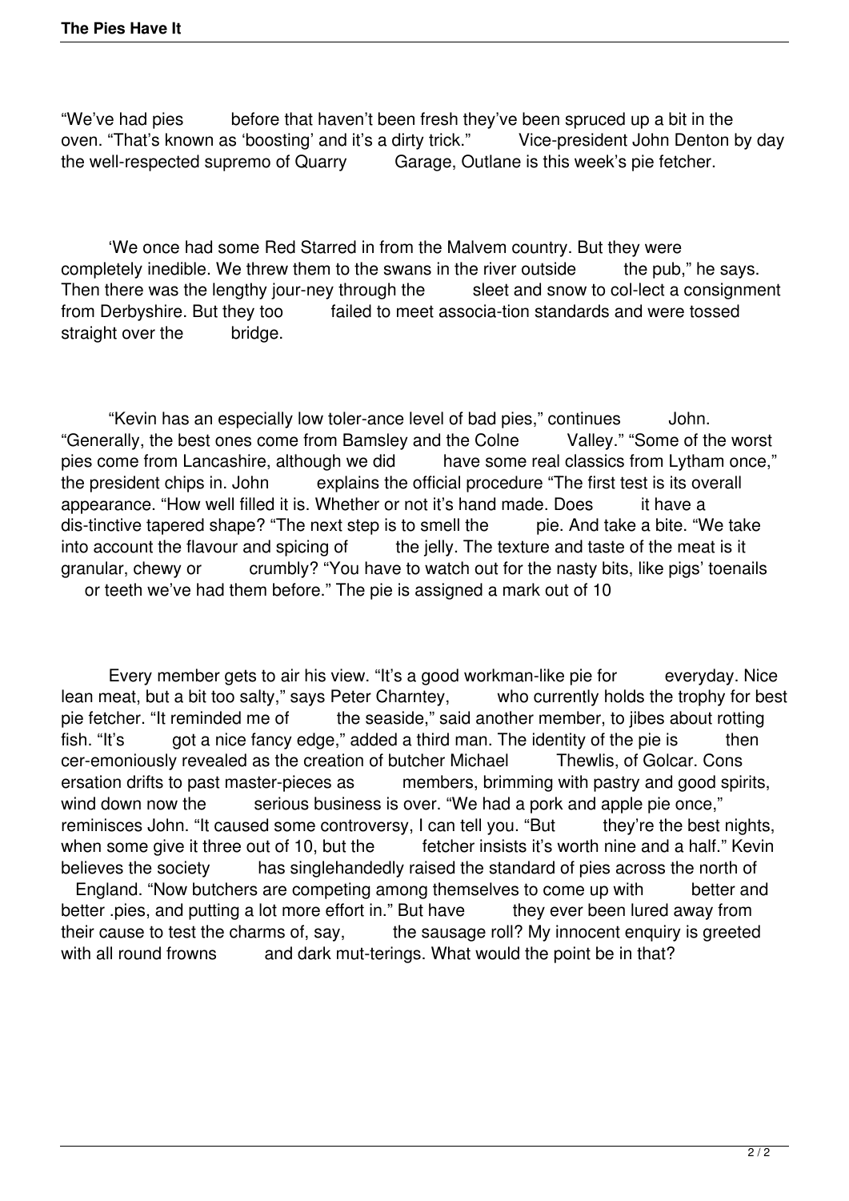"We've had pies before that haven't been fresh they've been spruced up a bit in the oven. "That's known as 'boosting' and it's a dirty trick." Vice-president John Denton by day the well-respected supremo of Quarry Garage, Outlane is this week's pie fetcher.

'We once had some Red Starred in from the Malvem country. But they were completely inedible. We threw them to the swans in the river outside the pub," he says. Then there was the lengthy jour-ney through the sleet and snow to col-lect a consignment from Derbyshire. But they too failed to meet associa-tion standards and were tossed straight over the bridge.

"Kevin has an especially low toler-ance level of bad pies," continues John. "Generally, the best ones come from Bamsley and the Colne Valley." "Some of the worst pies come from Lancashire, although we did have some real classics from Lytham once," the president chips in. John explains the official procedure "The first test is its overall appearance. "How well filled it is. Whether or not it's hand made. Does it have a dis-tinctive tapered shape? "The next step is to smell the pie. And take a bite. "We take into account the flavour and spicing of the jelly. The texture and taste of the meat is it granular, chewy or crumbly? "You have to watch out for the nasty bits, like pigs' toenails or teeth we've had them before." The pie is assigned a mark out of 10

Every member gets to air his view. "It's a good workman-like pie for everyday. Nice lean meat, but a bit too salty," says Peter Charntey, who currently holds the trophy for best pie fetcher. "It reminded me of the seaside," said another member, to jibes about rotting fish. "It's got a nice fancy edge," added a third man. The identity of the pie is then cer-emoniously revealed as the creation of butcher Michael Thewlis, of Golcar. Cons ersation drifts to past master-pieces as members, brimming with pastry and good spirits, wind down now the serious business is over. "We had a pork and apple pie once," reminisces John. "It caused some controversy, I can tell you. "But they're the best nights, when some give it three out of 10, but the fetcher insists it's worth nine and a half." Kevin believes the society has singlehandedly raised the standard of pies across the north of England. "Now butchers are competing among themselves to come up with better and better .pies, and putting a lot more effort in." But have they ever been lured away from their cause to test the charms of, say, the sausage roll? My innocent enquiry is greeted with all round frowns and dark mut-terings. What would the point be in that?